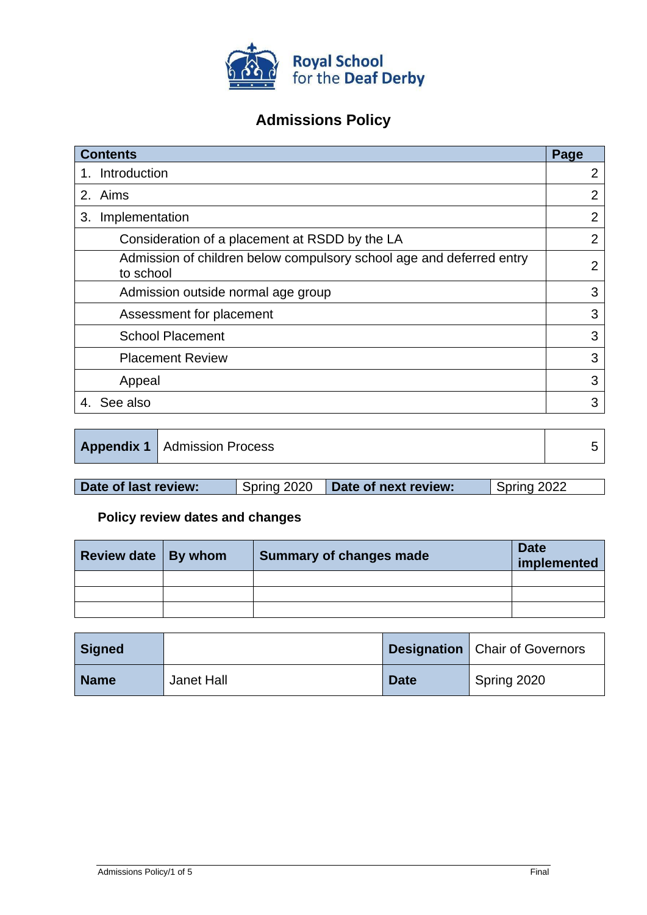**Royal School for the Deaf Derby**

# Admissions Policy

| Contents | Page |
|---|---|
| 1. Introduction | 2 |
| 2. Aims | 2 |
| 3. Implementation | 2 |
| Consideration of a placement at RSDD by the LA | 2 |
| Admission of children below compulsory school age and deferred entry to school | 2 |
| Admission outside normal age group | 3 |
| Assessment for placement | 3 |
| School Placement | 3 |
| Placement Review | 3 |
| Appeal | 3 |
| 4. See also | 3 |

| Appendix 1 | Admission Process | 5 |
|---|---|---|

| Date of last review: | Spring 2020 | Date of next review: | Spring 2022 |
|---|---|---|---|

**Policy review dates and changes**

| Review date | By whom | Summary of changes made | Date implemented |
|---|---|---|---|
| | | | |
| | | | |
| | | | |

| Signed | | Designation | Chair of Governors |
|---|---|---|---|
| Name | Janet Hall | Date | Spring 2020 |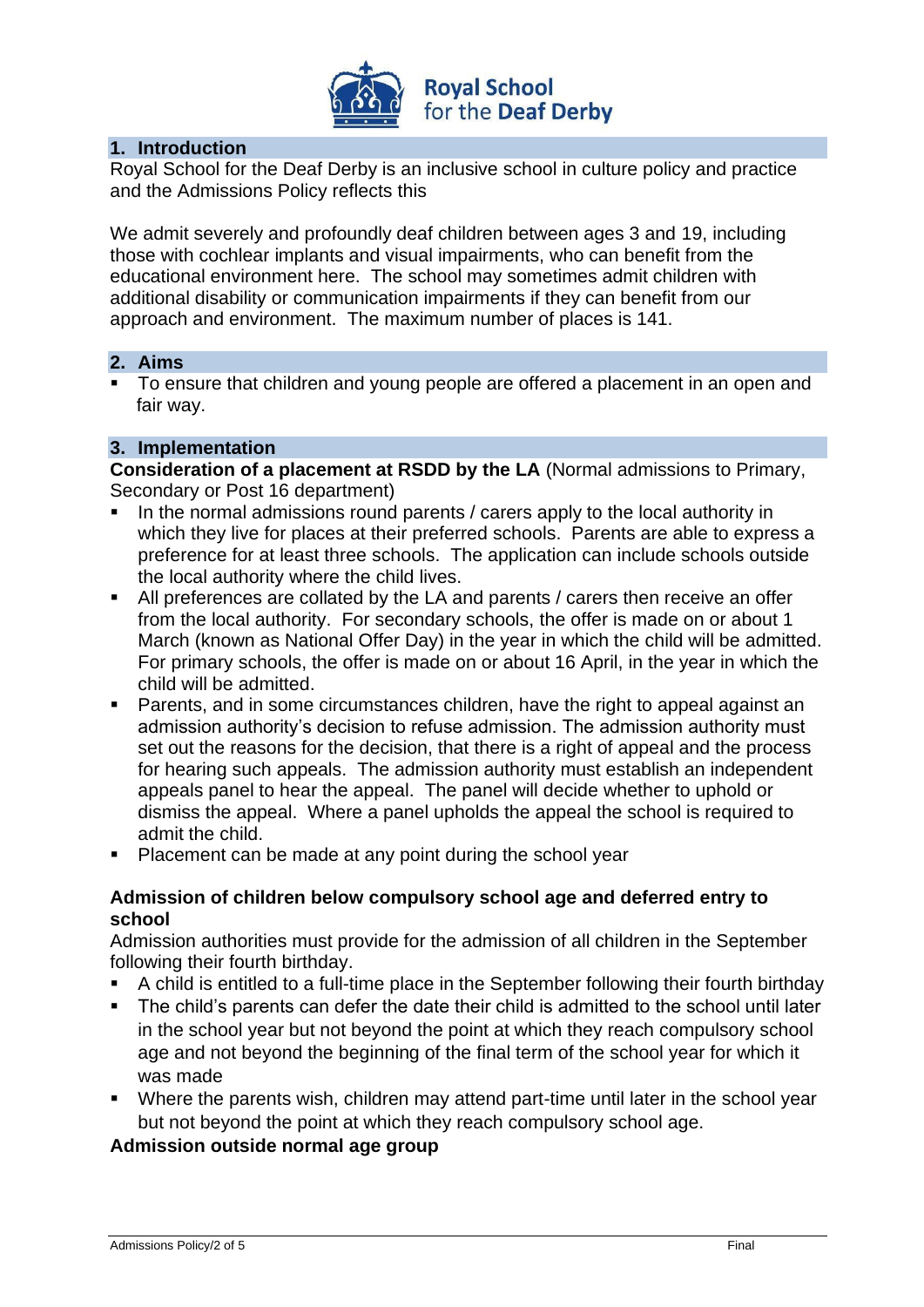## 1. Introduction

Royal School for the Deaf Derby is an inclusive school in culture policy and practice and the Admissions Policy reflects this

We admit severely and profoundly deaf children between ages 3 and 19, including those with cochlear implants and visual impairments, who can benefit from the educational environment here. The school may sometimes admit children with additional disability or communication impairments if they can benefit from our approach and environment. The maximum number of places is 141.

## 2. Aims

- To ensure that children and young people are offered a placement in an open and fair way.

## 3. Implementation

**Consideration of a placement at RSDD by the LA** (Normal admissions to Primary, Secondary or Post 16 department)

- In the normal admissions round parents / carers apply to the local authority in which they live for places at their preferred schools. Parents are able to express a preference for at least three schools. The application can include schools outside the local authority where the child lives.
- All preferences are collated by the LA and parents / carers then receive an offer from the local authority. For secondary schools, the offer is made on or about 1 March (known as National Offer Day) in the year in which the child will be admitted. For primary schools, the offer is made on or about 16 April, in the year in which the child will be admitted.
- Parents, and in some circumstances children, have the right to appeal against an admission authority's decision to refuse admission. The admission authority must set out the reasons for the decision, that there is a right of appeal and the process for hearing such appeals. The admission authority must establish an independent appeals panel to hear the appeal. The panel will decide whether to uphold or dismiss the appeal. Where a panel upholds the appeal the school is required to admit the child.
- Placement can be made at any point during the school year

**Admission of children below compulsory school age and deferred entry to school**

Admission authorities must provide for the admission of all children in the September following their fourth birthday.

- A child is entitled to a full-time place in the September following their fourth birthday
- The child's parents can defer the date their child is admitted to the school until later in the school year but not beyond the point at which they reach compulsory school age and not beyond the beginning of the final term of the school year for which it was made
- Where the parents wish, children may attend part-time until later in the school year but not beyond the point at which they reach compulsory school age.

**Admission outside normal age group**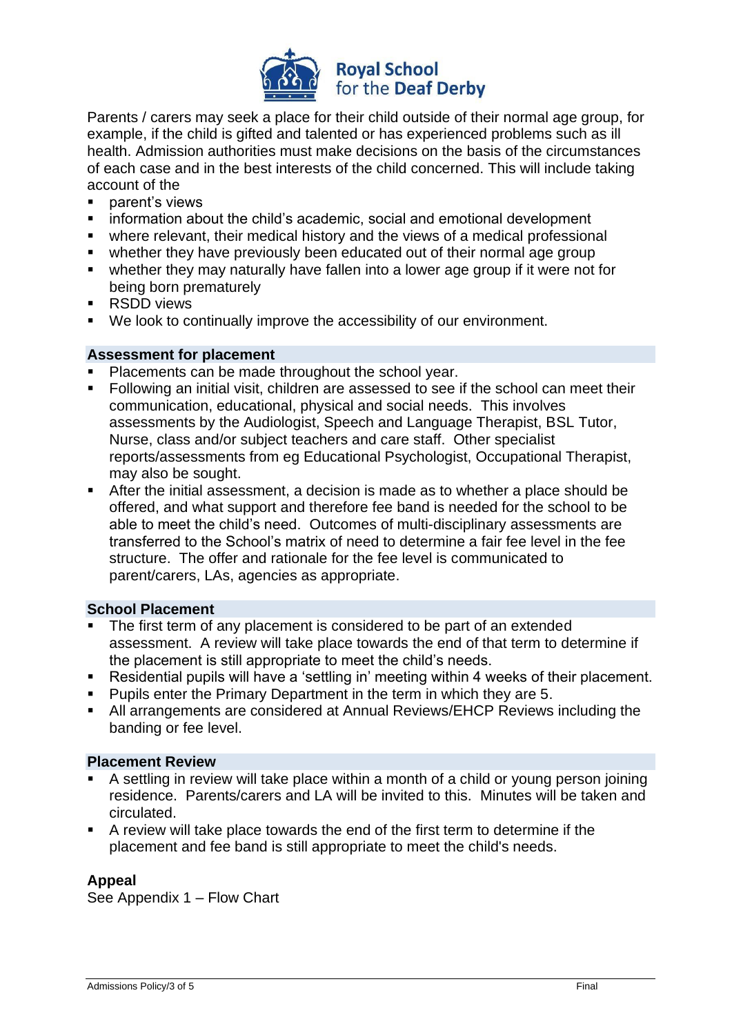Parents / carers may seek a place for their child outside of their normal age group, for example, if the child is gifted and talented or has experienced problems such as ill health. Admission authorities must make decisions on the basis of the circumstances of each case and in the best interests of the child concerned. This will include taking account of the

- parent's views
- information about the child's academic, social and emotional development
- where relevant, their medical history and the views of a medical professional
- whether they have previously been educated out of their normal age group
- whether they may naturally have fallen into a lower age group if it were not for being born prematurely
- RSDD views
- We look to continually improve the accessibility of our environment.

### Assessment for placement

- Placements can be made throughout the school year.
- Following an initial visit, children are assessed to see if the school can meet their communication, educational, physical and social needs. This involves assessments by the Audiologist, Speech and Language Therapist, BSL Tutor, Nurse, class and/or subject teachers and care staff. Other specialist reports/assessments from eg Educational Psychologist, Occupational Therapist, may also be sought.
- After the initial assessment, a decision is made as to whether a place should be offered, and what support and therefore fee band is needed for the school to be able to meet the child's need. Outcomes of multi-disciplinary assessments are transferred to the School's matrix of need to determine a fair fee level in the fee structure. The offer and rationale for the fee level is communicated to parent/carers, LAs, agencies as appropriate.

### School Placement

- The first term of any placement is considered to be part of an extended assessment. A review will take place towards the end of that term to determine if the placement is still appropriate to meet the child's needs.
- Residential pupils will have a 'settling in' meeting within 4 weeks of their placement.
- Pupils enter the Primary Department in the term in which they are 5.
- All arrangements are considered at Annual Reviews/EHCP Reviews including the banding or fee level.

### Placement Review

- A settling in review will take place within a month of a child or young person joining residence. Parents/carers and LA will be invited to this. Minutes will be taken and circulated.
- A review will take place towards the end of the first term to determine if the placement and fee band is still appropriate to meet the child's needs.

### Appeal

See Appendix 1 – Flow Chart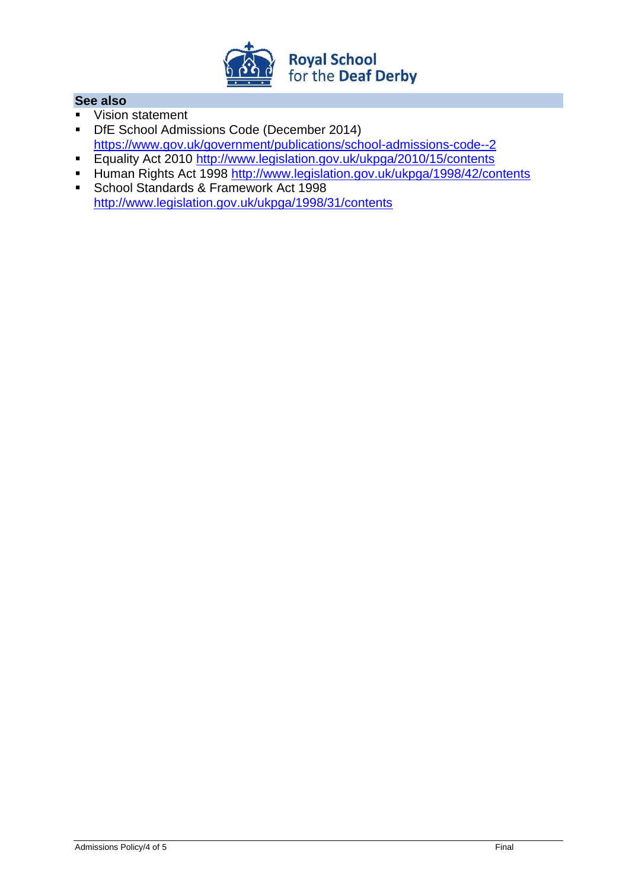## See also

- Vision statement
- DfE School Admissions Code (December 2014) https://www.gov.uk/government/publications/school-admissions-code--2
- Equality Act 2010 http://www.legislation.gov.uk/ukpga/2010/15/contents
- Human Rights Act 1998 http://www.legislation.gov.uk/ukpga/1998/42/contents
- School Standards & Framework Act 1998 http://www.legislation.gov.uk/ukpga/1998/31/contents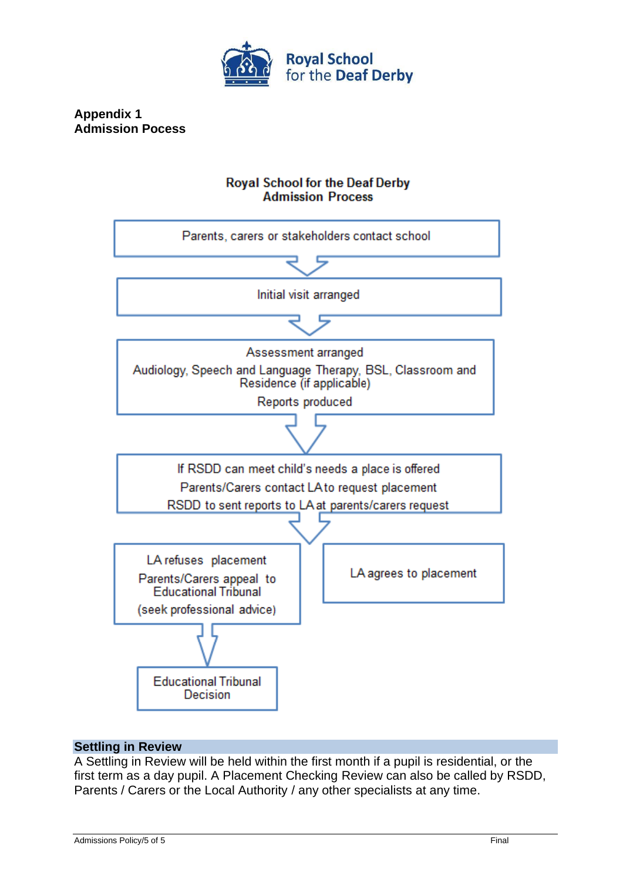**Appendix 1**
**Admission Pocess**

**Royal School for the Deaf Derby**
**Admission Process**

Parents, carers or stakeholders contact school

Initial visit arranged

Assessment arranged
Audiology, Speech and Language Therapy, BSL, Classroom and Residence (if applicable)
Reports produced

If RSDD can meet child's needs a place is offered
Parents/Carers contact LA to request placement
RSDD to sent reports to LA at parents/carers request

LA refuses placement
Parents/Carers appeal to Educational Tribunal
(seek professional advice)

LA agrees to placement

Educational Tribunal Decision

## Settling in Review

A Settling in Review will be held within the first month if a pupil is residential, or the first term as a day pupil. A Placement Checking Review can also be called by RSDD, Parents / Carers or the Local Authority / any other specialists at any time.